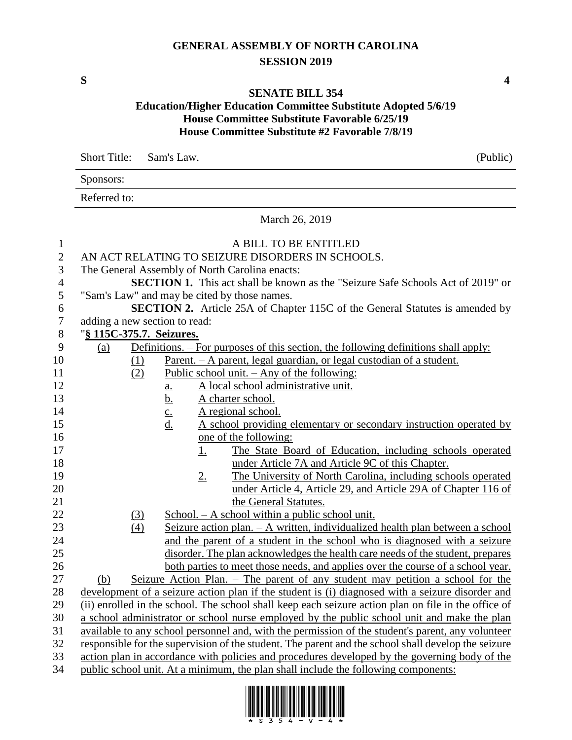# GENERAL ASSEMBLY OF NORTH CAROLINA
## SESSION 2019

**S** **4**

## SENATE BILL 354
### Education/Higher Education Committee Substitute Adopted 5/6/19
### House Committee Substitute Favorable 6/25/19
### House Committee Substitute #2 Favorable 7/8/19

Short Title: Sam's Law. (Public)

Sponsors:

Referred to:

March 26, 2019

A BILL TO BE ENTITLED

AN ACT RELATING TO SEIZURE DISORDERS IN SCHOOLS.

The General Assembly of North Carolina enacts:

**SECTION 1.** This act shall be known as the "Seizure Safe Schools Act of 2019" or "Sam's Law" and may be cited by those names.

**SECTION 2.** Article 25A of Chapter 115C of the General Statutes is amended by adding a new section to read:

"**§ 115C-375.7. Seizures.**

(a) Definitions. – For purposes of this section, the following definitions shall apply:

(1) Parent. – A parent, legal guardian, or legal custodian of a student.

(2) Public school unit. – Any of the following:

a. A local school administrative unit.

b. A charter school.

c. A regional school.

d. A school providing elementary or secondary instruction operated by one of the following:

1. The State Board of Education, including schools operated under Article 7A and Article 9C of this Chapter.

2. The University of North Carolina, including schools operated under Article 4, Article 29, and Article 29A of Chapter 116 of the General Statutes.

(3) School. – A school within a public school unit.

(4) Seizure action plan. – A written, individualized health plan between a school and the parent of a student in the school who is diagnosed with a seizure disorder. The plan acknowledges the health care needs of the student, prepares both parties to meet those needs, and applies over the course of a school year.

(b) Seizure Action Plan. – The parent of any student may petition a school for the development of a seizure action plan if the student is (i) diagnosed with a seizure disorder and (ii) enrolled in the school. The school shall keep each seizure action plan on file in the office of a school administrator or school nurse employed by the public school unit and make the plan available to any school personnel and, with the permission of the student's parent, any volunteer responsible for the supervision of the student. The parent and the school shall develop the seizure action plan in accordance with policies and procedures developed by the governing body of the public school unit. At a minimum, the plan shall include the following components: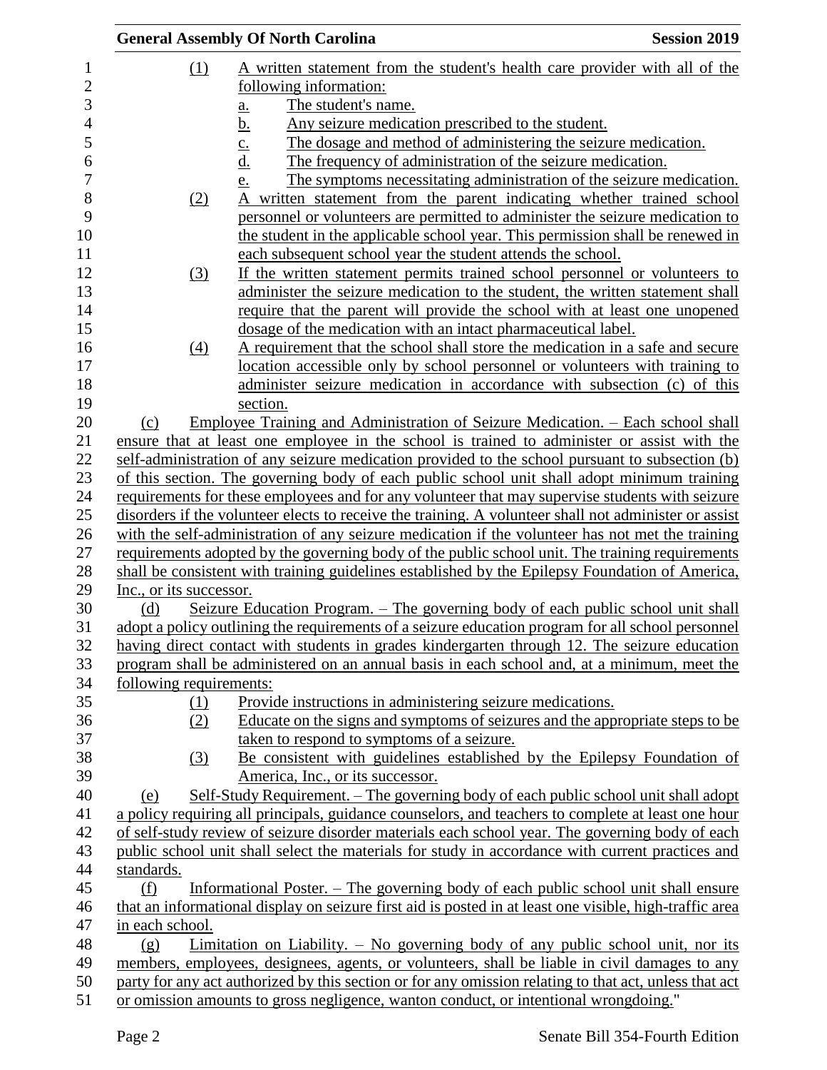(1) A written statement from the student's health care provider with all of the following information:

a. The student's name.

b. Any seizure medication prescribed to the student.

c. The dosage and method of administering the seizure medication.

d. The frequency of administration of the seizure medication.

e. The symptoms necessitating administration of the seizure medication.

(2) A written statement from the parent indicating whether trained school personnel or volunteers are permitted to administer the seizure medication to the student in the applicable school year. This permission shall be renewed in each subsequent school year the student attends the school.

(3) If the written statement permits trained school personnel or volunteers to administer the seizure medication to the student, the written statement shall require that the parent will provide the school with at least one unopened dosage of the medication with an intact pharmaceutical label.

(4) A requirement that the school shall store the medication in a safe and secure location accessible only by school personnel or volunteers with training to administer seizure medication in accordance with subsection (c) of this section.

(c) Employee Training and Administration of Seizure Medication. – Each school shall ensure that at least one employee in the school is trained to administer or assist with the self-administration of any seizure medication provided to the school pursuant to subsection (b) of this section. The governing body of each public school unit shall adopt minimum training requirements for these employees and for any volunteer that may supervise students with seizure disorders if the volunteer elects to receive the training. A volunteer shall not administer or assist with the self-administration of any seizure medication if the volunteer has not met the training requirements adopted by the governing body of the public school unit. The training requirements shall be consistent with training guidelines established by the Epilepsy Foundation of America, Inc., or its successor.

(d) Seizure Education Program. – The governing body of each public school unit shall adopt a policy outlining the requirements of a seizure education program for all school personnel having direct contact with students in grades kindergarten through 12. The seizure education program shall be administered on an annual basis in each school and, at a minimum, meet the following requirements:

(1) Provide instructions in administering seizure medications.

(2) Educate on the signs and symptoms of seizures and the appropriate steps to be taken to respond to symptoms of a seizure.

(3) Be consistent with guidelines established by the Epilepsy Foundation of America, Inc., or its successor.

(e) Self-Study Requirement. – The governing body of each public school unit shall adopt a policy requiring all principals, guidance counselors, and teachers to complete at least one hour of self-study review of seizure disorder materials each school year. The governing body of each public school unit shall select the materials for study in accordance with current practices and standards.

(f) Informational Poster. – The governing body of each public school unit shall ensure that an informational display on seizure first aid is posted in at least one visible, high-traffic area in each school.

(g) Limitation on Liability. – No governing body of any public school unit, nor its members, employees, designees, agents, or volunteers, shall be liable in civil damages to any party for any act authorized by this section or for any omission relating to that act, unless that act or omission amounts to gross negligence, wanton conduct, or intentional wrongdoing."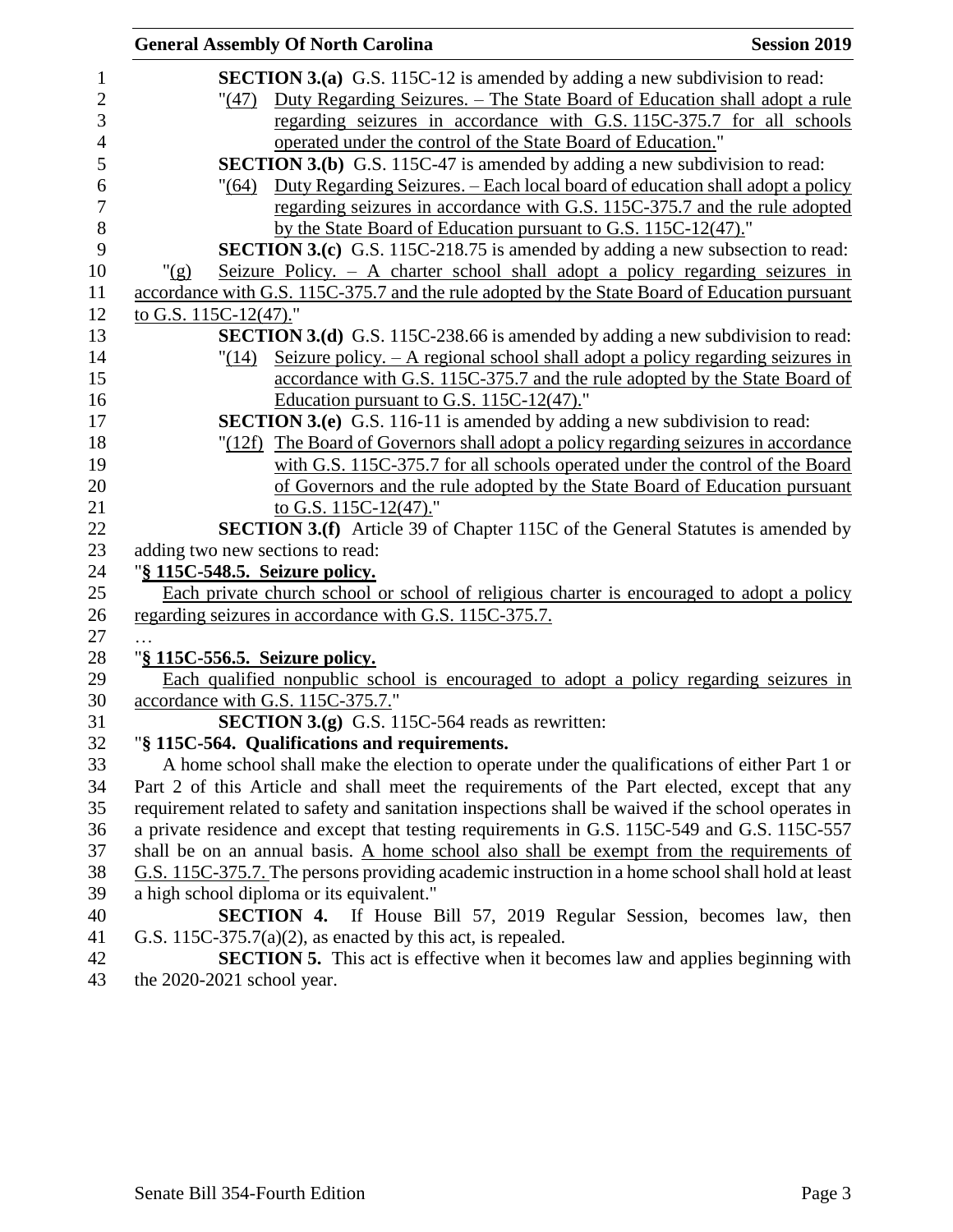**SECTION 3.(a)** G.S. 115C-12 is amended by adding a new subdivision to read:

"(47) Duty Regarding Seizures. – The State Board of Education shall adopt a rule regarding seizures in accordance with G.S. 115C-375.7 for all schools operated under the control of the State Board of Education."

**SECTION 3.(b)** G.S. 115C-47 is amended by adding a new subdivision to read:

"(64) Duty Regarding Seizures. – Each local board of education shall adopt a policy regarding seizures in accordance with G.S. 115C-375.7 and the rule adopted by the State Board of Education pursuant to G.S. 115C-12(47)."

**SECTION 3.(c)** G.S. 115C-218.75 is amended by adding a new subsection to read:

"(g) Seizure Policy. – A charter school shall adopt a policy regarding seizures in accordance with G.S. 115C-375.7 and the rule adopted by the State Board of Education pursuant to G.S. 115C-12(47)."

**SECTION 3.(d)** G.S. 115C-238.66 is amended by adding a new subdivision to read:

"(14) Seizure policy. – A regional school shall adopt a policy regarding seizures in accordance with G.S. 115C-375.7 and the rule adopted by the State Board of Education pursuant to G.S. 115C-12(47)."

**SECTION 3.(e)** G.S. 116-11 is amended by adding a new subdivision to read:

"(12f) The Board of Governors shall adopt a policy regarding seizures in accordance with G.S. 115C-375.7 for all schools operated under the control of the Board of Governors and the rule adopted by the State Board of Education pursuant to G.S. 115C-12(47)."

**SECTION 3.(f)** Article 39 of Chapter 115C of the General Statutes is amended by adding two new sections to read:

"**§ 115C-548.5. Seizure policy.**

Each private church school or school of religious charter is encouraged to adopt a policy regarding seizures in accordance with G.S. 115C-375.7.

…

"**§ 115C-556.5. Seizure policy.**

Each qualified nonpublic school is encouraged to adopt a policy regarding seizures in accordance with G.S. 115C-375.7."

**SECTION 3.(g)** G.S. 115C-564 reads as rewritten:

"**§ 115C-564. Qualifications and requirements.**

A home school shall make the election to operate under the qualifications of either Part 1 or Part 2 of this Article and shall meet the requirements of the Part elected, except that any requirement related to safety and sanitation inspections shall be waived if the school operates in a private residence and except that testing requirements in G.S. 115C-549 and G.S. 115C-557 shall be on an annual basis. A home school also shall be exempt from the requirements of G.S. 115C-375.7. The persons providing academic instruction in a home school shall hold at least a high school diploma or its equivalent."

**SECTION 4.** If House Bill 57, 2019 Regular Session, becomes law, then G.S. 115C-375.7(a)(2), as enacted by this act, is repealed.

**SECTION 5.** This act is effective when it becomes law and applies beginning with the 2020-2021 school year.